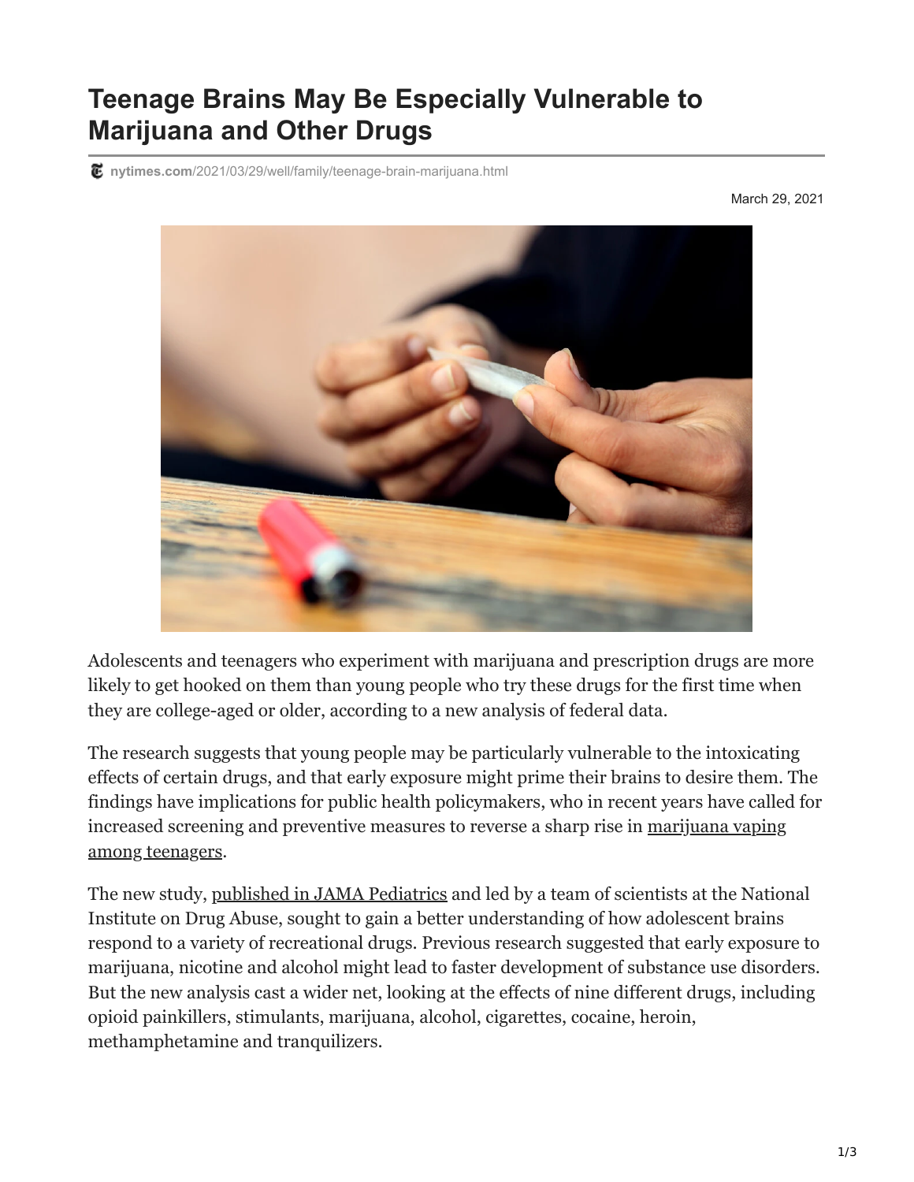# Teenage Brains May Be Especially Vulnerable to Marijuana and Other Drugs

nytimes.com/2021/03/29/well/family/teenage-brain-marijuana.html

March 29, 2021

Adolescents and teenagers who experiment with marijuana and prescription drugs are more likely to get hooked on them than young people who try these drugs for the first time when they are college-aged or older, according to a new analysis of federal data.

The research suggests that young people may be particularly vulnerable to the intoxicating effects of certain drugs, and that early exposure might prime their brains to desire them. The findings have implications for public health policymakers, who in recent years have called for increased screening and preventive measures to reverse a sharp rise in marijuana vaping among teenagers.

The new study, published in JAMA Pediatrics and led by a team of scientists at the National Institute on Drug Abuse, sought to gain a better understanding of how adolescent brains respond to a variety of recreational drugs. Previous research suggested that early exposure to marijuana, nicotine and alcohol might lead to faster development of substance use disorders. But the new analysis cast a wider net, looking at the effects of nine different drugs, including opioid painkillers, stimulants, marijuana, alcohol, cigarettes, cocaine, heroin, methamphetamine and tranquilizers.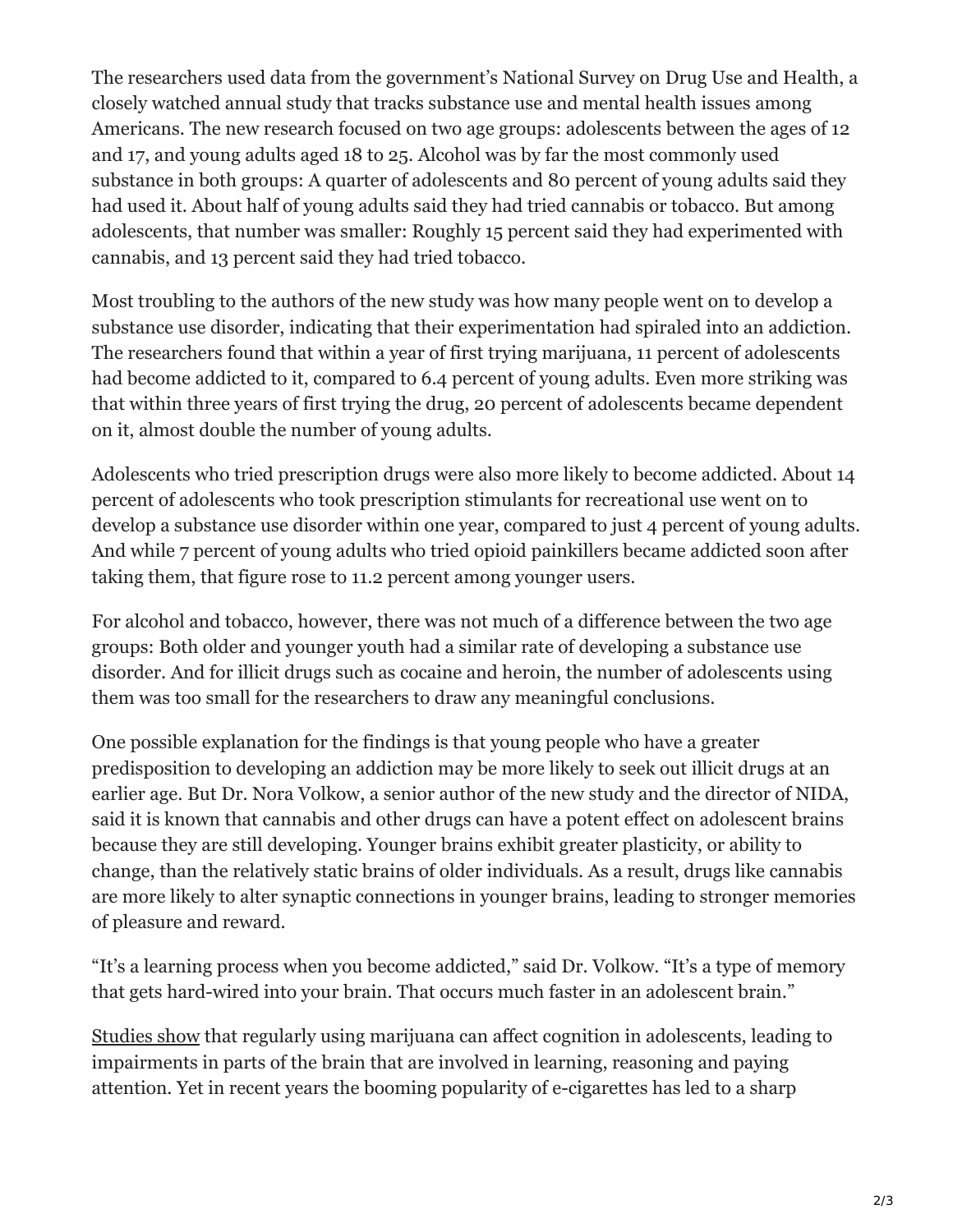The researchers used data from the government's National Survey on Drug Use and Health, a closely watched annual study that tracks substance use and mental health issues among Americans. The new research focused on two age groups: adolescents between the ages of 12 and 17, and young adults aged 18 to 25. Alcohol was by far the most commonly used substance in both groups: A quarter of adolescents and 80 percent of young adults said they had used it. About half of young adults said they had tried cannabis or tobacco. But among adolescents, that number was smaller: Roughly 15 percent said they had experimented with cannabis, and 13 percent said they had tried tobacco.

Most troubling to the authors of the new study was how many people went on to develop a substance use disorder, indicating that their experimentation had spiraled into an addiction. The researchers found that within a year of first trying marijuana, 11 percent of adolescents had become addicted to it, compared to 6.4 percent of young adults. Even more striking was that within three years of first trying the drug, 20 percent of adolescents became dependent on it, almost double the number of young adults.

Adolescents who tried prescription drugs were also more likely to become addicted. About 14 percent of adolescents who took prescription stimulants for recreational use went on to develop a substance use disorder within one year, compared to just 4 percent of young adults. And while 7 percent of young adults who tried opioid painkillers became addicted soon after taking them, that figure rose to 11.2 percent among younger users.

For alcohol and tobacco, however, there was not much of a difference between the two age groups: Both older and younger youth had a similar rate of developing a substance use disorder. And for illicit drugs such as cocaine and heroin, the number of adolescents using them was too small for the researchers to draw any meaningful conclusions.

One possible explanation for the findings is that young people who have a greater predisposition to developing an addiction may be more likely to seek out illicit drugs at an earlier age. But Dr. Nora Volkow, a senior author of the new study and the director of NIDA, said it is known that cannabis and other drugs can have a potent effect on adolescent brains because they are still developing. Younger brains exhibit greater plasticity, or ability to change, than the relatively static brains of older individuals. As a result, drugs like cannabis are more likely to alter synaptic connections in younger brains, leading to stronger memories of pleasure and reward.

"It's a learning process when you become addicted," said Dr. Volkow. "It's a type of memory that gets hard-wired into your brain. That occurs much faster in an adolescent brain."

Studies show that regularly using marijuana can affect cognition in adolescents, leading to impairments in parts of the brain that are involved in learning, reasoning and paying attention. Yet in recent years the booming popularity of e-cigarettes has led to a sharp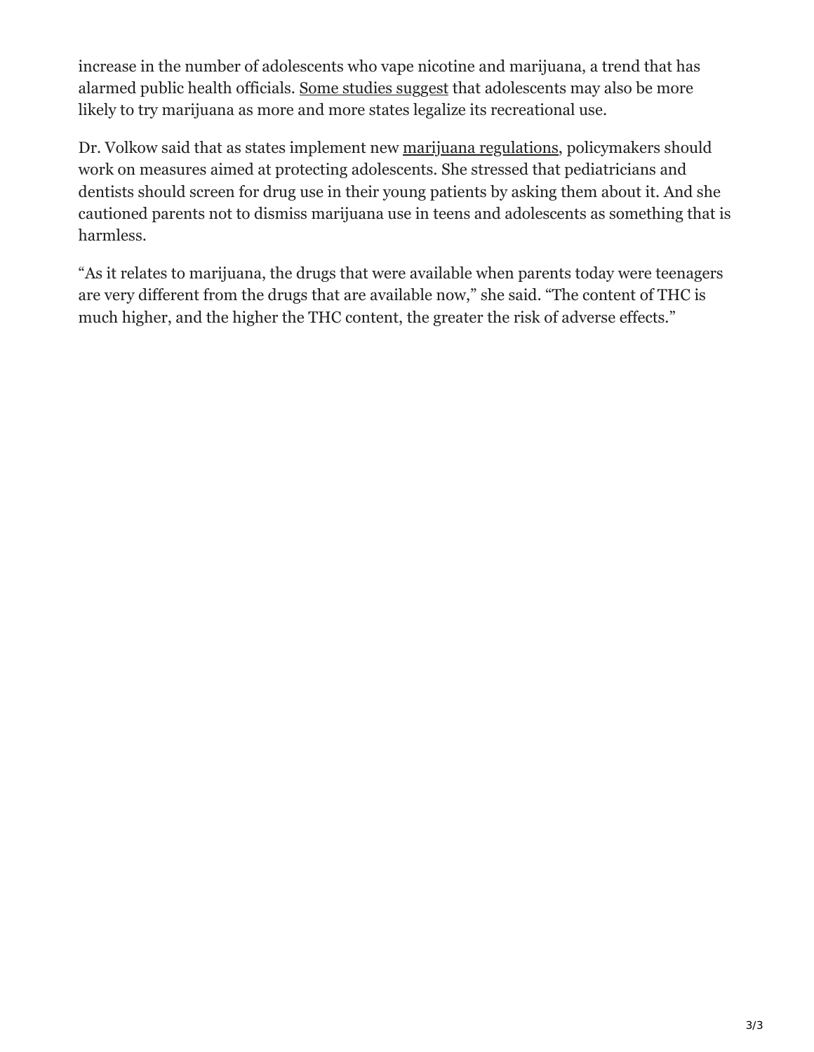increase in the number of adolescents who vape nicotine and marijuana, a trend that has alarmed public health officials. Some studies suggest that adolescents may also be more likely to try marijuana as more and more states legalize its recreational use.

Dr. Volkow said that as states implement new marijuana regulations, policymakers should work on measures aimed at protecting adolescents. She stressed that pediatricians and dentists should screen for drug use in their young patients by asking them about it. And she cautioned parents not to dismiss marijuana use in teens and adolescents as something that is harmless.

"As it relates to marijuana, the drugs that were available when parents today were teenagers are very different from the drugs that are available now," she said. "The content of THC is much higher, and the higher the THC content, the greater the risk of adverse effects."